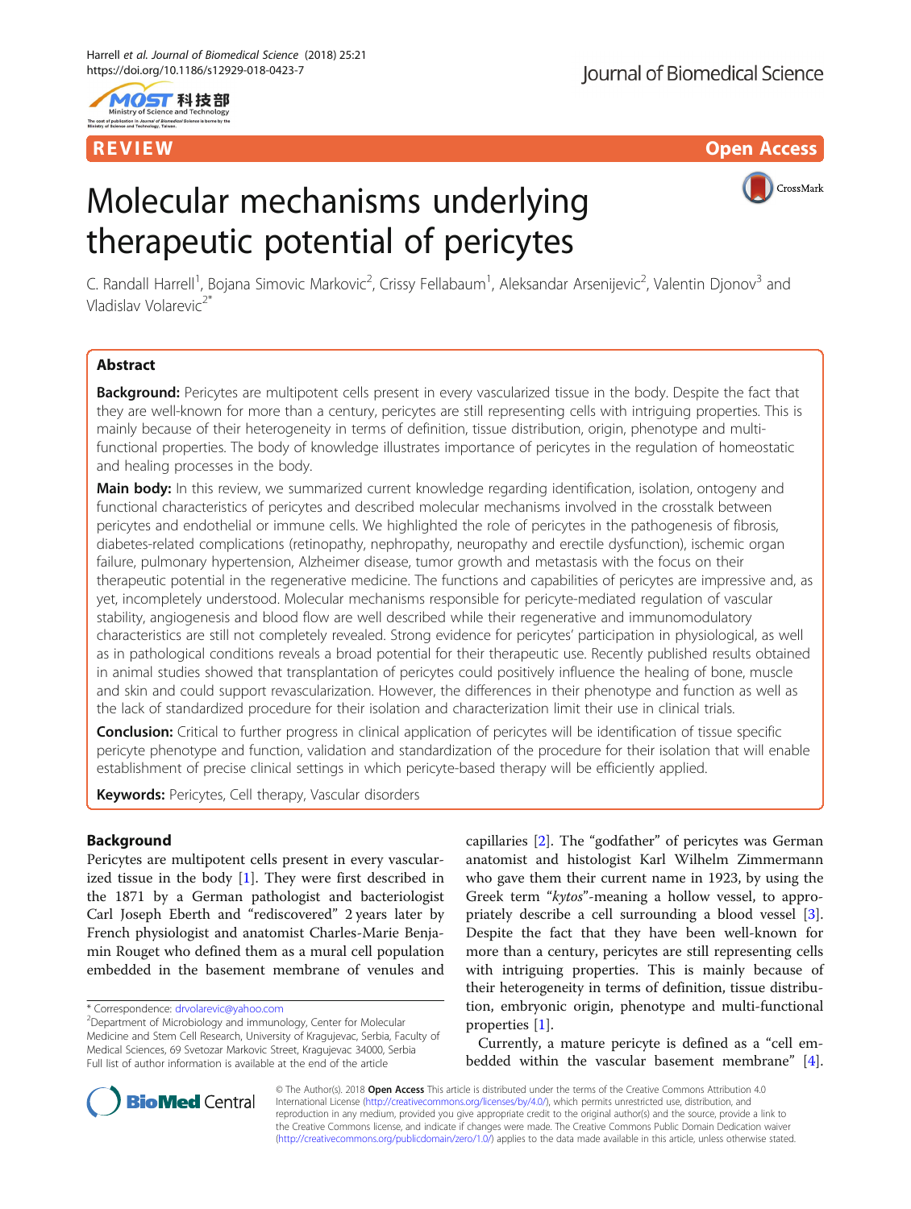REVIEW

Open Access

# Molecular mechanisms underlying therapeutic potential of pericytes

C. Randall Harrell[1], Bojana Simovic Markovic[2], Crissy Fellabaum[1], Aleksandar Arsenijevic[2], Valentin Djonov[3] and Vladislav Volarevic[2*]

## Abstract

**Background:** Pericytes are multipotent cells present in every vascularized tissue in the body. Despite the fact that they are well-known for more than a century, pericytes are still representing cells with intriguing properties. This is mainly because of their heterogeneity in terms of definition, tissue distribution, origin, phenotype and multi-functional properties. The body of knowledge illustrates importance of pericytes in the regulation of homeostatic and healing processes in the body.

**Main body:** In this review, we summarized current knowledge regarding identification, isolation, ontogeny and functional characteristics of pericytes and described molecular mechanisms involved in the crosstalk between pericytes and endothelial or immune cells. We highlighted the role of pericytes in the pathogenesis of fibrosis, diabetes-related complications (retinopathy, nephropathy, neuropathy and erectile dysfunction), ischemic organ failure, pulmonary hypertension, Alzheimer disease, tumor growth and metastasis with the focus on their therapeutic potential in the regenerative medicine. The functions and capabilities of pericytes are impressive and, as yet, incompletely understood. Molecular mechanisms responsible for pericyte-mediated regulation of vascular stability, angiogenesis and blood flow are well described while their regenerative and immunomodulatory characteristics are still not completely revealed. Strong evidence for pericytes' participation in physiological, as well as in pathological conditions reveals a broad potential for their therapeutic use. Recently published results obtained in animal studies showed that transplantation of pericytes could positively influence the healing of bone, muscle and skin and could support revascularization. However, the differences in their phenotype and function as well as the lack of standardized procedure for their isolation and characterization limit their use in clinical trials.

**Conclusion:** Critical to further progress in clinical application of pericytes will be identification of tissue specific pericyte phenotype and function, validation and standardization of the procedure for their isolation that will enable establishment of precise clinical settings in which pericyte-based therapy will be efficiently applied.

**Keywords:** Pericytes, Cell therapy, Vascular disorders

## Background

Pericytes are multipotent cells present in every vascularized tissue in the body [1]. They were first described in the 1871 by a German pathologist and bacteriologist Carl Joseph Eberth and "rediscovered" 2 years later by French physiologist and anatomist Charles-Marie Benjamin Rouget who defined them as a mural cell population embedded in the basement membrane of venules and capillaries [2]. The "godfather" of pericytes was German anatomist and histologist Karl Wilhelm Zimmermann who gave them their current name in 1923, by using the Greek term "*kytos*"-meaning a hollow vessel, to appropriately describe a cell surrounding a blood vessel [3]. Despite the fact that they have been well-known for more than a century, pericytes are still representing cells with intriguing properties. This is mainly because of their heterogeneity in terms of definition, tissue distribution, embryonic origin, phenotype and multi-functional properties [1].

Currently, a mature pericyte is defined as a "cell embedded within the vascular basement membrane" [4].

* Correspondence: drvolarevic@yahoo.com
[2]Department of Microbiology and immunology, Center for Molecular Medicine and Stem Cell Research, University of Kragujevac, Serbia, Faculty of Medical Sciences, 69 Svetozar Markovic Street, Kragujevac 34000, Serbia
Full list of author information is available at the end of the article

© The Author(s). 2018 **Open Access** This article is distributed under the terms of the Creative Commons Attribution 4.0 International License (http://creativecommons.org/licenses/by/4.0/), which permits unrestricted use, distribution, and reproduction in any medium, provided you give appropriate credit to the original author(s) and the source, provide a link to the Creative Commons license, and indicate if changes were made. The Creative Commons Public Domain Dedication waiver (http://creativecommons.org/publicdomain/zero/1.0/) applies to the data made available in this article, unless otherwise stated.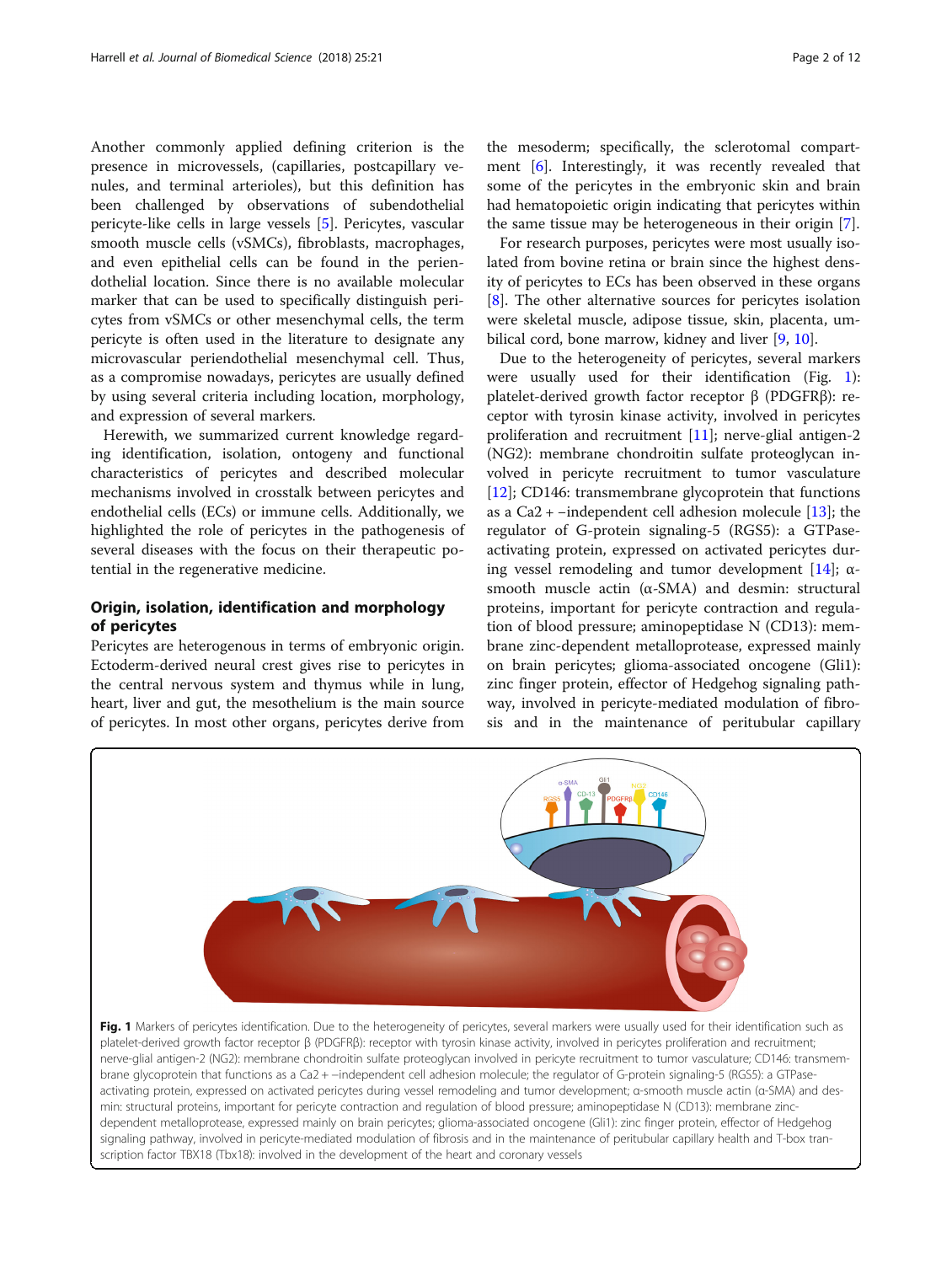Another commonly applied defining criterion is the presence in microvessels, (capillaries, postcapillary venules, and terminal arterioles), but this definition has been challenged by observations of subendothelial pericyte-like cells in large vessels [5]. Pericytes, vascular smooth muscle cells (vSMCs), fibroblasts, macrophages, and even epithelial cells can be found in the periendothelial location. Since there is no available molecular marker that can be used to specifically distinguish pericytes from vSMCs or other mesenchymal cells, the term pericyte is often used in the literature to designate any microvascular periendothelial mesenchymal cell. Thus, as a compromise nowadays, pericytes are usually defined by using several criteria including location, morphology, and expression of several markers.

Herewith, we summarized current knowledge regarding identification, isolation, ontogeny and functional characteristics of pericytes and described molecular mechanisms involved in crosstalk between pericytes and endothelial cells (ECs) or immune cells. Additionally, we highlighted the role of pericytes in the pathogenesis of several diseases with the focus on their therapeutic potential in the regenerative medicine.

## Origin, isolation, identification and morphology of pericytes

Pericytes are heterogenous in terms of embryonic origin. Ectoderm-derived neural crest gives rise to pericytes in the central nervous system and thymus while in lung, heart, liver and gut, the mesothelium is the main source of pericytes. In most other organs, pericytes derive from the mesoderm; specifically, the sclerotomal compartment [6]. Interestingly, it was recently revealed that some of the pericytes in the embryonic skin and brain had hematopoietic origin indicating that pericytes within the same tissue may be heterogeneous in their origin [7].

For research purposes, pericytes were most usually isolated from bovine retina or brain since the highest density of pericytes to ECs has been observed in these organs [8]. The other alternative sources for pericytes isolation were skeletal muscle, adipose tissue, skin, placenta, umbilical cord, bone marrow, kidney and liver [9, 10].

Due to the heterogeneity of pericytes, several markers were usually used for their identification (Fig. 1): platelet-derived growth factor receptor β (PDGFRβ): receptor with tyrosin kinase activity, involved in pericytes proliferation and recruitment [11]; nerve-glial antigen-2 (NG2): membrane chondroitin sulfate proteoglycan involved in pericyte recruitment to tumor vasculature [12]; CD146: transmembrane glycoprotein that functions as a Ca2 + −independent cell adhesion molecule [13]; the regulator of G-protein signaling-5 (RGS5): a GTPase-activating protein, expressed on activated pericytes during vessel remodeling and tumor development [14]; α-smooth muscle actin (α-SMA) and desmin: structural proteins, important for pericyte contraction and regulation of blood pressure; aminopeptidase N (CD13): membrane zinc-dependent metalloprotease, expressed mainly on brain pericytes; glioma-associated oncogene (Gli1): zinc finger protein, effector of Hedgehog signaling pathway, involved in pericyte-mediated modulation of fibrosis and in the maintenance of peritubular capillary

**Fig. 1** Markers of pericytes identification. Due to the heterogeneity of pericytes, several markers were usually used for their identification such as platelet-derived growth factor receptor β (PDGFRβ): receptor with tyrosin kinase activity, involved in pericytes proliferation and recruitment; nerve-glial antigen-2 (NG2): membrane chondroitin sulfate proteoglycan involved in pericyte recruitment to tumor vasculature; CD146: transmembrane glycoprotein that functions as a Ca2 + −independent cell adhesion molecule; the regulator of G-protein signaling-5 (RGS5): a GTPase-activating protein, expressed on activated pericytes during vessel remodeling and tumor development; α-smooth muscle actin (α-SMA) and desmin: structural proteins, important for pericyte contraction and regulation of blood pressure; aminopeptidase N (CD13): membrane zinc-dependent metalloprotease, expressed mainly on brain pericytes; glioma-associated oncogene (Gli1): zinc finger protein, effector of Hedgehog signaling pathway, involved in pericyte-mediated modulation of fibrosis and in the maintenance of peritubular capillary health and T-box transcription factor TBX18 (Tbx18): involved in the development of the heart and coronary vessels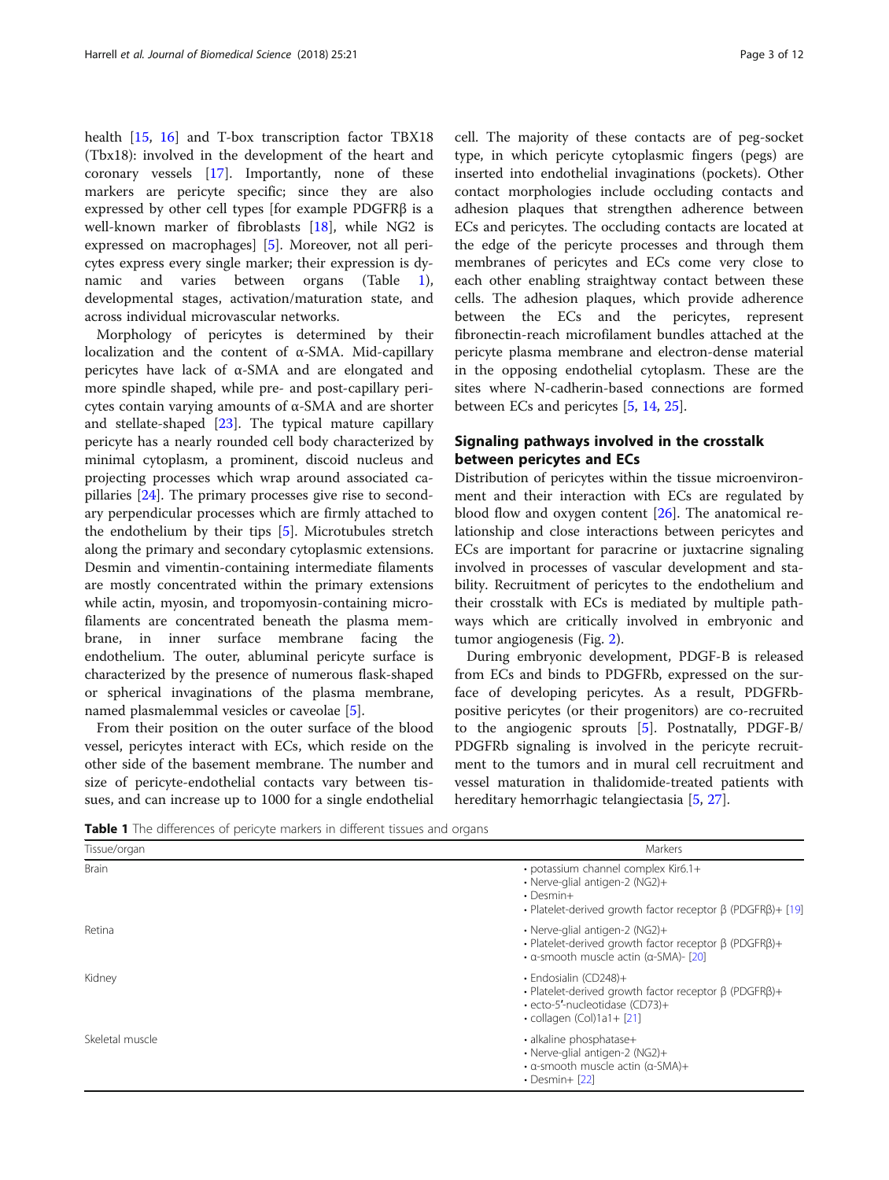health [15, 16] and T-box transcription factor TBX18 (Tbx18): involved in the development of the heart and coronary vessels [17]. Importantly, none of these markers are pericyte specific; since they are also expressed by other cell types [for example PDGFRβ is a well-known marker of fibroblasts [18], while NG2 is expressed on macrophages] [5]. Moreover, not all pericytes express every single marker; their expression is dynamic and varies between organs (Table 1), developmental stages, activation/maturation state, and across individual microvascular networks.

Morphology of pericytes is determined by their localization and the content of α-SMA. Mid-capillary pericytes have lack of α-SMA and are elongated and more spindle shaped, while pre- and post-capillary pericytes contain varying amounts of α-SMA and are shorter and stellate-shaped [23]. The typical mature capillary pericyte has a nearly rounded cell body characterized by minimal cytoplasm, a prominent, discoid nucleus and projecting processes which wrap around associated capillaries [24]. The primary processes give rise to secondary perpendicular processes which are firmly attached to the endothelium by their tips [5]. Microtubules stretch along the primary and secondary cytoplasmic extensions. Desmin and vimentin-containing intermediate filaments are mostly concentrated within the primary extensions while actin, myosin, and tropomyosin-containing microfilaments are concentrated beneath the plasma membrane, in inner surface membrane facing the endothelium. The outer, abluminal pericyte surface is characterized by the presence of numerous flask-shaped or spherical invaginations of the plasma membrane, named plasmalemmal vesicles or caveolae [5].

From their position on the outer surface of the blood vessel, pericytes interact with ECs, which reside on the other side of the basement membrane. The number and size of pericyte-endothelial contacts vary between tissues, and can increase up to 1000 for a single endothelial cell. The majority of these contacts are of peg-socket type, in which pericyte cytoplasmic fingers (pegs) are inserted into endothelial invaginations (pockets). Other contact morphologies include occluding contacts and adhesion plaques that strengthen adherence between ECs and pericytes. The occluding contacts are located at the edge of the pericyte processes and through them membranes of pericytes and ECs come very close to each other enabling straightway contact between these cells. The adhesion plaques, which provide adherence between the ECs and the pericytes, represent fibronectin-reach microfilament bundles attached at the pericyte plasma membrane and electron-dense material in the opposing endothelial cytoplasm. These are the sites where N-cadherin-based connections are formed between ECs and pericytes [5, 14, 25].

## Signaling pathways involved in the crosstalk between pericytes and ECs

Distribution of pericytes within the tissue microenvironment and their interaction with ECs are regulated by blood flow and oxygen content [26]. The anatomical relationship and close interactions between pericytes and ECs are important for paracrine or juxtacrine signaling involved in processes of vascular development and stability. Recruitment of pericytes to the endothelium and their crosstalk with ECs is mediated by multiple pathways which are critically involved in embryonic and tumor angiogenesis (Fig. 2).

During embryonic development, PDGF-B is released from ECs and binds to PDGFRb, expressed on the surface of developing pericytes. As a result, PDGFRb-positive pericytes (or their progenitors) are co-recruited to the angiogenic sprouts [5]. Postnatally, PDGF-B/PDGFRb signaling is involved in the pericyte recruitment to the tumors and in mural cell recruitment and vessel maturation in thalidomide-treated patients with hereditary hemorrhagic telangiectasia [5, 27].

**Table 1** The differences of pericyte markers in different tissues and organs

| Tissue/organ | Markers |
| --- | --- |
| Brain | • potassium channel complex Kir6.1+<br>• Nerve-glial antigen-2 (NG2)+<br>• Desmin+<br>• Platelet-derived growth factor receptor β (PDGFRβ)+ [19] |
| Retina | • Nerve-glial antigen-2 (NG2)+<br>• Platelet-derived growth factor receptor β (PDGFRβ)+<br>• α-smooth muscle actin (α-SMA)- [20] |
| Kidney | • Endosialin (CD248)+<br>• Platelet-derived growth factor receptor β (PDGFRβ)+<br>• ecto-5′-nucleotidase (CD73)+<br>• collagen (Col)1a1+ [21] |
| Skeletal muscle | • alkaline phosphatase+<br>• Nerve-glial antigen-2 (NG2)+<br>• α-smooth muscle actin (α-SMA)+<br>• Desmin+ [22] |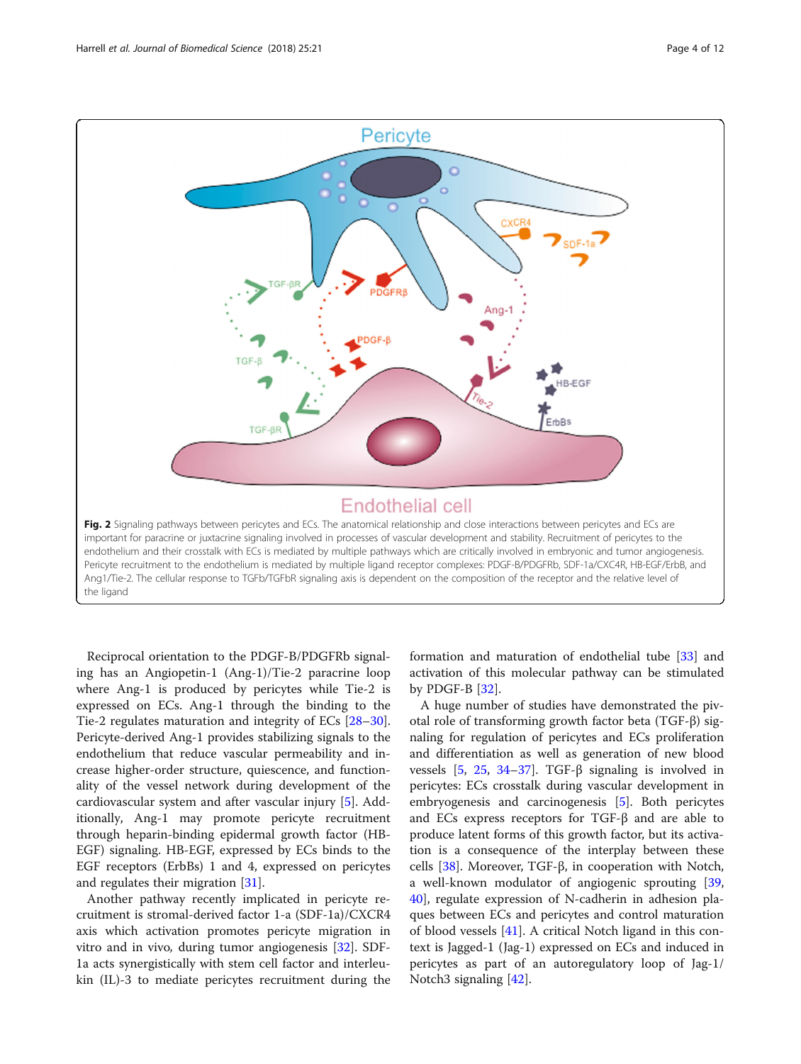**Fig. 2** Signaling pathways between pericytes and ECs. The anatomical relationship and close interactions between pericytes and ECs are important for paracrine or juxtacrine signaling involved in processes of vascular development and stability. Recruitment of pericytes to the endothelium and their crosstalk with ECs is mediated by multiple pathways which are critically involved in embryonic and tumor angiogenesis. Pericyte recruitment to the endothelium is mediated by multiple ligand receptor complexes: PDGF-B/PDGFRb, SDF-1a/CXC4R, HB-EGF/ErbB, and Ang1/Tie-2. The cellular response to TGFb/TGFbR signaling axis is dependent on the composition of the receptor and the relative level of the ligand

Reciprocal orientation to the PDGF-B/PDGFRb signaling has an Angiopetin-1 (Ang-1)/Tie-2 paracrine loop where Ang-1 is produced by pericytes while Tie-2 is expressed on ECs. Ang-1 through the binding to the Tie-2 regulates maturation and integrity of ECs [28–30]. Pericyte-derived Ang-1 provides stabilizing signals to the endothelium that reduce vascular permeability and increase higher-order structure, quiescence, and functionality of the vessel network during development of the cardiovascular system and after vascular injury [5]. Additionally, Ang-1 may promote pericyte recruitment through heparin-binding epidermal growth factor (HB-EGF) signaling. HB-EGF, expressed by ECs binds to the EGF receptors (ErbBs) 1 and 4, expressed on pericytes and regulates their migration [31].

Another pathway recently implicated in pericyte recruitment is stromal-derived factor 1-a (SDF-1a)/CXCR4 axis which activation promotes pericyte migration in vitro and in vivo, during tumor angiogenesis [32]. SDF-1a acts synergistically with stem cell factor and interleukin (IL)-3 to mediate pericytes recruitment during the formation and maturation of endothelial tube [33] and activation of this molecular pathway can be stimulated by PDGF-B [32].

A huge number of studies have demonstrated the pivotal role of transforming growth factor beta (TGF-β) signaling for regulation of pericytes and ECs proliferation and differentiation as well as generation of new blood vessels [5, 25, 34–37]. TGF-β signaling is involved in pericytes: ECs crosstalk during vascular development in embryogenesis and carcinogenesis [5]. Both pericytes and ECs express receptors for TGF-β and are able to produce latent forms of this growth factor, but its activation is a consequence of the interplay between these cells [38]. Moreover, TGF-β, in cooperation with Notch, a well-known modulator of angiogenic sprouting [39, 40], regulate expression of N-cadherin in adhesion plaques between ECs and pericytes and control maturation of blood vessels [41]. A critical Notch ligand in this context is Jagged-1 (Jag-1) expressed on ECs and induced in pericytes as part of an autoregulatory loop of Jag-1/Notch3 signaling [42].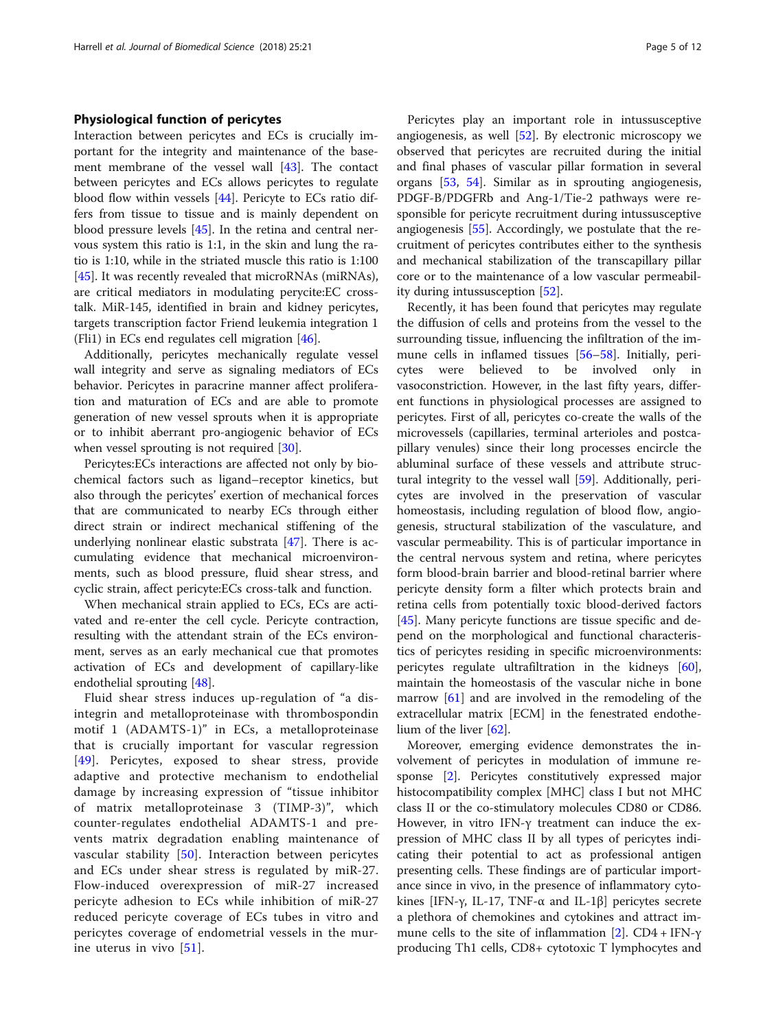## Physiological function of pericytes

Interaction between pericytes and ECs is crucially important for the integrity and maintenance of the basement membrane of the vessel wall [43]. The contact between pericytes and ECs allows pericytes to regulate blood flow within vessels [44]. Pericyte to ECs ratio differs from tissue to tissue and is mainly dependent on blood pressure levels [45]. In the retina and central nervous system this ratio is 1:1, in the skin and lung the ratio is 1:10, while in the striated muscle this ratio is 1:100 [45]. It was recently revealed that microRNAs (miRNAs), are critical mediators in modulating perycite:EC cross-talk. MiR-145, identified in brain and kidney pericytes, targets transcription factor Friend leukemia integration 1 (Fli1) in ECs end regulates cell migration [46].

Additionally, pericytes mechanically regulate vessel wall integrity and serve as signaling mediators of ECs behavior. Pericytes in paracrine manner affect proliferation and maturation of ECs and are able to promote generation of new vessel sprouts when it is appropriate or to inhibit aberrant pro-angiogenic behavior of ECs when vessel sprouting is not required [30].

Pericytes:ECs interactions are affected not only by biochemical factors such as ligand–receptor kinetics, but also through the pericytes' exertion of mechanical forces that are communicated to nearby ECs through either direct strain or indirect mechanical stiffening of the underlying nonlinear elastic substrata [47]. There is accumulating evidence that mechanical microenvironments, such as blood pressure, fluid shear stress, and cyclic strain, affect pericyte:ECs cross-talk and function.

When mechanical strain applied to ECs, ECs are activated and re-enter the cell cycle. Pericyte contraction, resulting with the attendant strain of the ECs environment, serves as an early mechanical cue that promotes activation of ECs and development of capillary-like endothelial sprouting [48].

Fluid shear stress induces up-regulation of "a disintegrin and metalloproteinase with thrombospondin motif 1 (ADAMTS-1)" in ECs, a metalloproteinase that is crucially important for vascular regression [49]. Pericytes, exposed to shear stress, provide adaptive and protective mechanism to endothelial damage by increasing expression of "tissue inhibitor of matrix metalloproteinase 3 (TIMP-3)", which counter-regulates endothelial ADAMTS-1 and prevents matrix degradation enabling maintenance of vascular stability [50]. Interaction between pericytes and ECs under shear stress is regulated by miR-27. Flow-induced overexpression of miR-27 increased pericyte adhesion to ECs while inhibition of miR-27 reduced pericyte coverage of ECs tubes in vitro and pericytes coverage of endometrial vessels in the murine uterus in vivo [51].

Pericytes play an important role in intussusceptive angiogenesis, as well [52]. By electronic microscopy we observed that pericytes are recruited during the initial and final phases of vascular pillar formation in several organs [53, 54]. Similar as in sprouting angiogenesis, PDGF-B/PDGFRb and Ang-1/Tie-2 pathways were responsible for pericyte recruitment during intussusceptive angiogenesis [55]. Accordingly, we postulate that the recruitment of pericytes contributes either to the synthesis and mechanical stabilization of the transcapillary pillar core or to the maintenance of a low vascular permeability during intussusception [52].

Recently, it has been found that pericytes may regulate the diffusion of cells and proteins from the vessel to the surrounding tissue, influencing the infiltration of the immune cells in inflamed tissues [56–58]. Initially, pericytes were believed to be involved only in vasoconstriction. However, in the last fifty years, different functions in physiological processes are assigned to pericytes. First of all, pericytes co-create the walls of the microvessels (capillaries, terminal arterioles and postcapillary venules) since their long processes encircle the abluminal surface of these vessels and attribute structural integrity to the vessel wall [59]. Additionally, pericytes are involved in the preservation of vascular homeostasis, including regulation of blood flow, angiogenesis, structural stabilization of the vasculature, and vascular permeability. This is of particular importance in the central nervous system and retina, where pericytes form blood-brain barrier and blood-retinal barrier where pericyte density form a filter which protects brain and retina cells from potentially toxic blood-derived factors [45]. Many pericyte functions are tissue specific and depend on the morphological and functional characteristics of pericytes residing in specific microenvironments: pericytes regulate ultrafiltration in the kidneys [60], maintain the homeostasis of the vascular niche in bone marrow [61] and are involved in the remodeling of the extracellular matrix [ECM] in the fenestrated endothelium of the liver [62].

Moreover, emerging evidence demonstrates the involvement of pericytes in modulation of immune response [2]. Pericytes constitutively expressed major histocompatibility complex [MHC] class I but not MHC class II or the co-stimulatory molecules CD80 or CD86. However, in vitro IFN-γ treatment can induce the expression of MHC class II by all types of pericytes indicating their potential to act as professional antigen presenting cells. These findings are of particular importance since in vivo, in the presence of inflammatory cytokines [IFN-γ, IL-17, TNF-α and IL-1β] pericytes secrete a plethora of chemokines and cytokines and attract immune cells to the site of inflammation [2]. CD4 + IFN-γ producing Th1 cells, CD8+ cytotoxic T lymphocytes and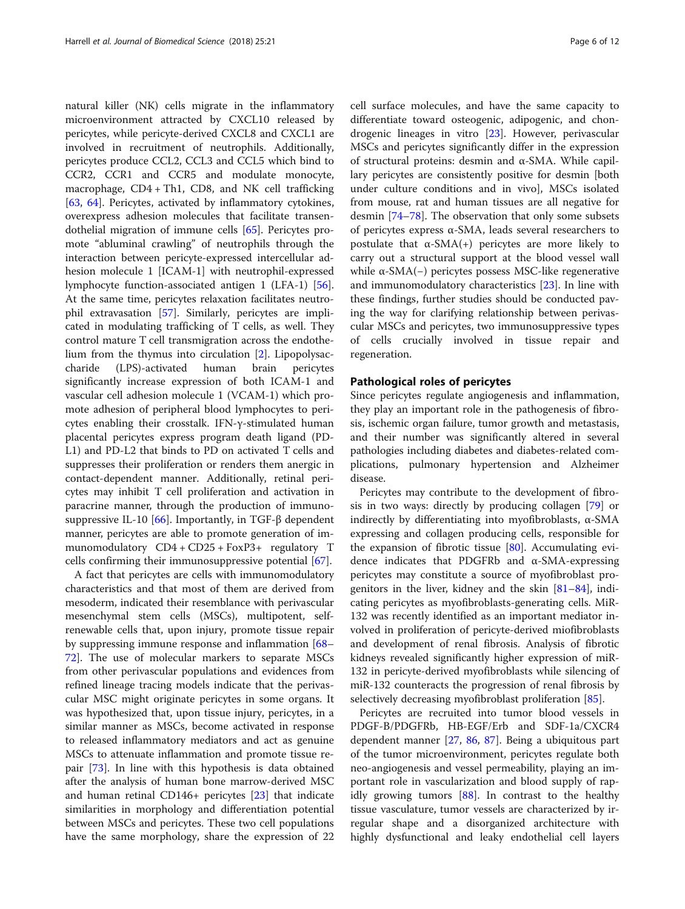natural killer (NK) cells migrate in the inflammatory microenvironment attracted by CXCL10 released by pericytes, while pericyte-derived CXCL8 and CXCL1 are involved in recruitment of neutrophils. Additionally, pericytes produce CCL2, CCL3 and CCL5 which bind to CCR2, CCR1 and CCR5 and modulate monocyte, macrophage, CD4 + Th1, CD8, and NK cell trafficking [63, 64]. Pericytes, activated by inflammatory cytokines, overexpress adhesion molecules that facilitate transendothelial migration of immune cells [65]. Pericytes promote "abluminal crawling" of neutrophils through the interaction between pericyte-expressed intercellular adhesion molecule 1 [ICAM-1] with neutrophil-expressed lymphocyte function-associated antigen 1 (LFA-1) [56]. At the same time, pericytes relaxation facilitates neutrophil extravasation [57]. Similarly, pericytes are implicated in modulating trafficking of T cells, as well. They control mature T cell transmigration across the endothelium from the thymus into circulation [2]. Lipopolysaccharide (LPS)-activated human brain pericytes significantly increase expression of both ICAM-1 and vascular cell adhesion molecule 1 (VCAM-1) which promote adhesion of peripheral blood lymphocytes to pericytes enabling their crosstalk. IFN-γ-stimulated human placental pericytes express program death ligand (PD-L1) and PD-L2 that binds to PD on activated T cells and suppresses their proliferation or renders them anergic in contact-dependent manner. Additionally, retinal pericytes may inhibit T cell proliferation and activation in paracrine manner, through the production of immunosuppressive IL-10 [66]. Importantly, in TGF-β dependent manner, pericytes are able to promote generation of immunomodulatory CD4 + CD25 + FoxP3+ regulatory T cells confirming their immunosuppressive potential [67].

A fact that pericytes are cells with immunomodulatory characteristics and that most of them are derived from mesoderm, indicated their resemblance with perivascular mesenchymal stem cells (MSCs), multipotent, self-renewable cells that, upon injury, promote tissue repair by suppressing immune response and inflammation [68–72]. The use of molecular markers to separate MSCs from other perivascular populations and evidences from refined lineage tracing models indicate that the perivascular MSC might originate pericytes in some organs. It was hypothesized that, upon tissue injury, pericytes, in a similar manner as MSCs, become activated in response to released inflammatory mediators and act as genuine MSCs to attenuate inflammation and promote tissue repair [73]. In line with this hypothesis is data obtained after the analysis of human bone marrow-derived MSC and human retinal CD146+ pericytes [23] that indicate similarities in morphology and differentiation potential between MSCs and pericytes. These two cell populations have the same morphology, share the expression of 22 cell surface molecules, and have the same capacity to differentiate toward osteogenic, adipogenic, and chondrogenic lineages in vitro [23]. However, perivascular MSCs and pericytes significantly differ in the expression of structural proteins: desmin and α-SMA. While capillary pericytes are consistently positive for desmin [both under culture conditions and in vivo], MSCs isolated from mouse, rat and human tissues are all negative for desmin [74–78]. The observation that only some subsets of pericytes express α-SMA, leads several researchers to postulate that α-SMA(+) pericytes are more likely to carry out a structural support at the blood vessel wall while α-SMA(−) pericytes possess MSC-like regenerative and immunomodulatory characteristics [23]. In line with these findings, further studies should be conducted paving the way for clarifying relationship between perivascular MSCs and pericytes, two immunosuppressive types of cells crucially involved in tissue repair and regeneration.

## Pathological roles of pericytes

Since pericytes regulate angiogenesis and inflammation, they play an important role in the pathogenesis of fibrosis, ischemic organ failure, tumor growth and metastasis, and their number was significantly altered in several pathologies including diabetes and diabetes-related complications, pulmonary hypertension and Alzheimer disease.

Pericytes may contribute to the development of fibrosis in two ways: directly by producing collagen [79] or indirectly by differentiating into myofibroblasts, α-SMA expressing and collagen producing cells, responsible for the expansion of fibrotic tissue [80]. Accumulating evidence indicates that PDGFRb and α-SMA-expressing pericytes may constitute a source of myofibroblast progenitors in the liver, kidney and the skin [81–84], indicating pericytes as myofibroblasts-generating cells. MiR-132 was recently identified as an important mediator involved in proliferation of pericyte-derived miofibroblasts and development of renal fibrosis. Analysis of fibrotic kidneys revealed significantly higher expression of miR-132 in pericyte-derived myofibroblasts while silencing of miR-132 counteracts the progression of renal fibrosis by selectively decreasing myofibroblast proliferation [85].

Pericytes are recruited into tumor blood vessels in PDGF-B/PDGFRb, HB-EGF/Erb and SDF-1a/CXCR4 dependent manner [27, 86, 87]. Being a ubiquitous part of the tumor microenvironment, pericytes regulate both neo-angiogenesis and vessel permeability, playing an important role in vascularization and blood supply of rapidly growing tumors [88]. In contrast to the healthy tissue vasculature, tumor vessels are characterized by irregular shape and a disorganized architecture with highly dysfunctional and leaky endothelial cell layers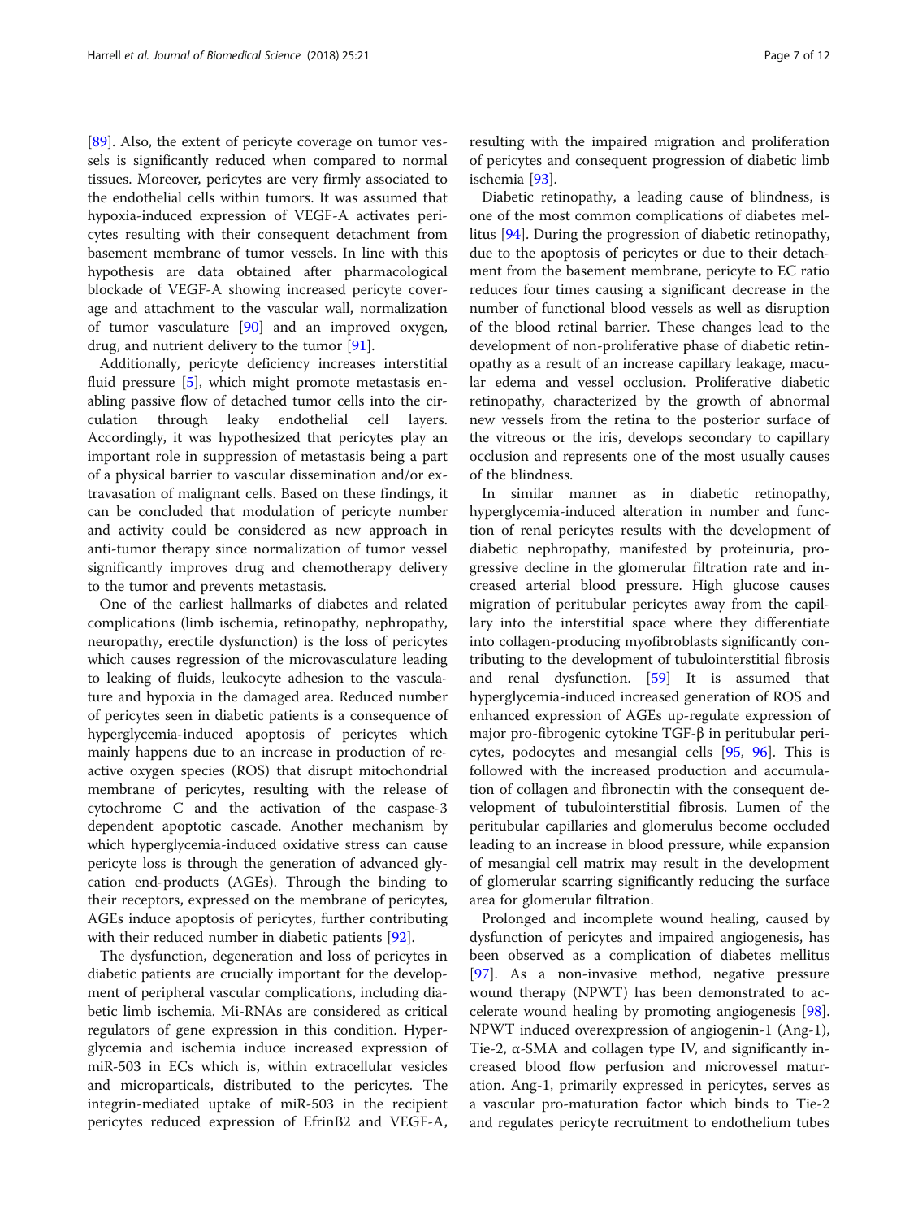[89]. Also, the extent of pericyte coverage on tumor vessels is significantly reduced when compared to normal tissues. Moreover, pericytes are very firmly associated to the endothelial cells within tumors. It was assumed that hypoxia-induced expression of VEGF-A activates pericytes resulting with their consequent detachment from basement membrane of tumor vessels. In line with this hypothesis are data obtained after pharmacological blockade of VEGF-A showing increased pericyte coverage and attachment to the vascular wall, normalization of tumor vasculature [90] and an improved oxygen, drug, and nutrient delivery to the tumor [91].

Additionally, pericyte deficiency increases interstitial fluid pressure [5], which might promote metastasis enabling passive flow of detached tumor cells into the circulation through leaky endothelial cell layers. Accordingly, it was hypothesized that pericytes play an important role in suppression of metastasis being a part of a physical barrier to vascular dissemination and/or extravasation of malignant cells. Based on these findings, it can be concluded that modulation of pericyte number and activity could be considered as new approach in anti-tumor therapy since normalization of tumor vessel significantly improves drug and chemotherapy delivery to the tumor and prevents metastasis.

One of the earliest hallmarks of diabetes and related complications (limb ischemia, retinopathy, nephropathy, neuropathy, erectile dysfunction) is the loss of pericytes which causes regression of the microvasculature leading to leaking of fluids, leukocyte adhesion to the vasculature and hypoxia in the damaged area. Reduced number of pericytes seen in diabetic patients is a consequence of hyperglycemia-induced apoptosis of pericytes which mainly happens due to an increase in production of reactive oxygen species (ROS) that disrupt mitochondrial membrane of pericytes, resulting with the release of cytochrome C and the activation of the caspase-3 dependent apoptotic cascade. Another mechanism by which hyperglycemia-induced oxidative stress can cause pericyte loss is through the generation of advanced glycation end-products (AGEs). Through the binding to their receptors, expressed on the membrane of pericytes, AGEs induce apoptosis of pericytes, further contributing with their reduced number in diabetic patients [92].

The dysfunction, degeneration and loss of pericytes in diabetic patients are crucially important for the development of peripheral vascular complications, including diabetic limb ischemia. Mi-RNAs are considered as critical regulators of gene expression in this condition. Hyperglycemia and ischemia induce increased expression of miR-503 in ECs which is, within extracellular vesicles and microparticals, distributed to the pericytes. The integrin-mediated uptake of miR-503 in the recipient pericytes reduced expression of EfrinB2 and VEGF-A, resulting with the impaired migration and proliferation of pericytes and consequent progression of diabetic limb ischemia [93].

Diabetic retinopathy, a leading cause of blindness, is one of the most common complications of diabetes mellitus [94]. During the progression of diabetic retinopathy, due to the apoptosis of pericytes or due to their detachment from the basement membrane, pericyte to EC ratio reduces four times causing a significant decrease in the number of functional blood vessels as well as disruption of the blood retinal barrier. These changes lead to the development of non-proliferative phase of diabetic retinopathy as a result of an increase capillary leakage, macular edema and vessel occlusion. Proliferative diabetic retinopathy, characterized by the growth of abnormal new vessels from the retina to the posterior surface of the vitreous or the iris, develops secondary to capillary occlusion and represents one of the most usually causes of the blindness.

In similar manner as in diabetic retinopathy, hyperglycemia-induced alteration in number and function of renal pericytes results with the development of diabetic nephropathy, manifested by proteinuria, progressive decline in the glomerular filtration rate and increased arterial blood pressure. High glucose causes migration of peritubular pericytes away from the capillary into the interstitial space where they differentiate into collagen-producing myofibroblasts significantly contributing to the development of tubulointerstitial fibrosis and renal dysfunction. [59] It is assumed that hyperglycemia-induced increased generation of ROS and enhanced expression of AGEs up-regulate expression of major pro-fibrogenic cytokine TGF-β in peritubular pericytes, podocytes and mesangial cells [95, 96]. This is followed with the increased production and accumulation of collagen and fibronectin with the consequent development of tubulointerstitial fibrosis. Lumen of the peritubular capillaries and glomerulus become occluded leading to an increase in blood pressure, while expansion of mesangial cell matrix may result in the development of glomerular scarring significantly reducing the surface area for glomerular filtration.

Prolonged and incomplete wound healing, caused by dysfunction of pericytes and impaired angiogenesis, has been observed as a complication of diabetes mellitus [97]. As a non-invasive method, negative pressure wound therapy (NPWT) has been demonstrated to accelerate wound healing by promoting angiogenesis [98]. NPWT induced overexpression of angiogenin-1 (Ang-1), Tie-2, α-SMA and collagen type IV, and significantly increased blood flow perfusion and microvessel maturation. Ang-1, primarily expressed in pericytes, serves as a vascular pro-maturation factor which binds to Tie-2 and regulates pericyte recruitment to endothelium tubes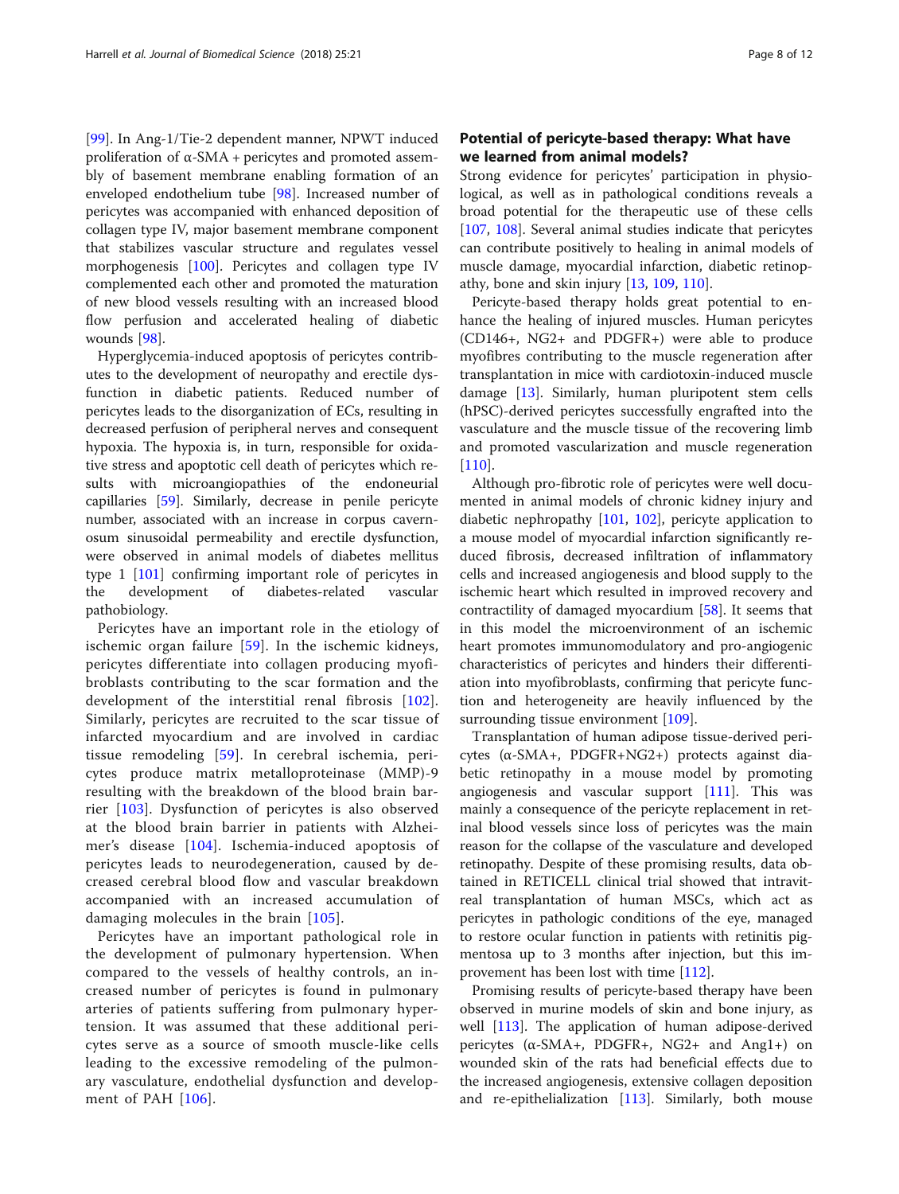[99]. In Ang-1/Tie-2 dependent manner, NPWT induced proliferation of α-SMA + pericytes and promoted assembly of basement membrane enabling formation of an enveloped endothelium tube [98]. Increased number of pericytes was accompanied with enhanced deposition of collagen type IV, major basement membrane component that stabilizes vascular structure and regulates vessel morphogenesis [100]. Pericytes and collagen type IV complemented each other and promoted the maturation of new blood vessels resulting with an increased blood flow perfusion and accelerated healing of diabetic wounds [98].

Hyperglycemia-induced apoptosis of pericytes contributes to the development of neuropathy and erectile dysfunction in diabetic patients. Reduced number of pericytes leads to the disorganization of ECs, resulting in decreased perfusion of peripheral nerves and consequent hypoxia. The hypoxia is, in turn, responsible for oxidative stress and apoptotic cell death of pericytes which results with microangiopathies of the endoneurial capillaries [59]. Similarly, decrease in penile pericyte number, associated with an increase in corpus cavernosum sinusoidal permeability and erectile dysfunction, were observed in animal models of diabetes mellitus type 1 [101] confirming important role of pericytes in the development of diabetes-related vascular pathobiology.

Pericytes have an important role in the etiology of ischemic organ failure [59]. In the ischemic kidneys, pericytes differentiate into collagen producing myofibroblasts contributing to the scar formation and the development of the interstitial renal fibrosis [102]. Similarly, pericytes are recruited to the scar tissue of infarcted myocardium and are involved in cardiac tissue remodeling [59]. In cerebral ischemia, pericytes produce matrix metalloproteinase (MMP)-9 resulting with the breakdown of the blood brain barrier [103]. Dysfunction of pericytes is also observed at the blood brain barrier in patients with Alzheimer's disease [104]. Ischemia-induced apoptosis of pericytes leads to neurodegeneration, caused by decreased cerebral blood flow and vascular breakdown accompanied with an increased accumulation of damaging molecules in the brain [105].

Pericytes have an important pathological role in the development of pulmonary hypertension. When compared to the vessels of healthy controls, an increased number of pericytes is found in pulmonary arteries of patients suffering from pulmonary hypertension. It was assumed that these additional pericytes serve as a source of smooth muscle-like cells leading to the excessive remodeling of the pulmonary vasculature, endothelial dysfunction and development of PAH [106].

## Potential of pericyte-based therapy: What have we learned from animal models?

Strong evidence for pericytes' participation in physiological, as well as in pathological conditions reveals a broad potential for the therapeutic use of these cells [107, 108]. Several animal studies indicate that pericytes can contribute positively to healing in animal models of muscle damage, myocardial infarction, diabetic retinopathy, bone and skin injury [13, 109, 110].

Pericyte-based therapy holds great potential to enhance the healing of injured muscles. Human pericytes (CD146+, NG2+ and PDGFR+) were able to produce myofibres contributing to the muscle regeneration after transplantation in mice with cardiotoxin-induced muscle damage [13]. Similarly, human pluripotent stem cells (hPSC)-derived pericytes successfully engrafted into the vasculature and the muscle tissue of the recovering limb and promoted vascularization and muscle regeneration [110].

Although pro-fibrotic role of pericytes were well documented in animal models of chronic kidney injury and diabetic nephropathy [101, 102], pericyte application to a mouse model of myocardial infarction significantly reduced fibrosis, decreased infiltration of inflammatory cells and increased angiogenesis and blood supply to the ischemic heart which resulted in improved recovery and contractility of damaged myocardium [58]. It seems that in this model the microenvironment of an ischemic heart promotes immunomodulatory and pro-angiogenic characteristics of pericytes and hinders their differentiation into myofibroblasts, confirming that pericyte function and heterogeneity are heavily influenced by the surrounding tissue environment [109].

Transplantation of human adipose tissue-derived pericytes (α-SMA+, PDGFR+NG2+) protects against diabetic retinopathy in a mouse model by promoting angiogenesis and vascular support [111]. This was mainly a consequence of the pericyte replacement in retinal blood vessels since loss of pericytes was the main reason for the collapse of the vasculature and developed retinopathy. Despite of these promising results, data obtained in RETICELL clinical trial showed that intravitreal transplantation of human MSCs, which act as pericytes in pathologic conditions of the eye, managed to restore ocular function in patients with retinitis pigmentosa up to 3 months after injection, but this improvement has been lost with time [112].

Promising results of pericyte-based therapy have been observed in murine models of skin and bone injury, as well [113]. The application of human adipose-derived pericytes (α-SMA+, PDGFR+, NG2+ and Ang1+) on wounded skin of the rats had beneficial effects due to the increased angiogenesis, extensive collagen deposition and re-epithelialization [113]. Similarly, both mouse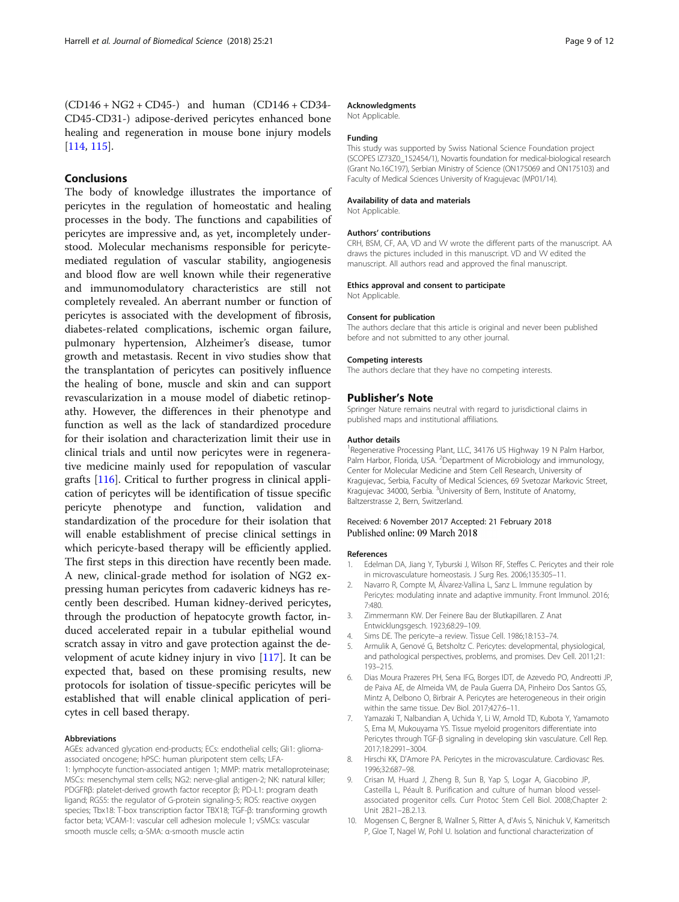(CD146 + NG2 + CD45-) and human (CD146 + CD34-CD45-CD31-) adipose-derived pericytes enhanced bone healing and regeneration in mouse bone injury models [114, 115].

## Conclusions

The body of knowledge illustrates the importance of pericytes in the regulation of homeostatic and healing processes in the body. The functions and capabilities of pericytes are impressive and, as yet, incompletely understood. Molecular mechanisms responsible for pericyte-mediated regulation of vascular stability, angiogenesis and blood flow are well known while their regenerative and immunomodulatory characteristics are still not completely revealed. An aberrant number or function of pericytes is associated with the development of fibrosis, diabetes-related complications, ischemic organ failure, pulmonary hypertension, Alzheimer's disease, tumor growth and metastasis. Recent in vivo studies show that the transplantation of pericytes can positively influence the healing of bone, muscle and skin and can support revascularization in a mouse model of diabetic retinopathy. However, the differences in their phenotype and function as well as the lack of standardized procedure for their isolation and characterization limit their use in clinical trials and until now pericytes were in regenerative medicine mainly used for repopulation of vascular grafts [116]. Critical to further progress in clinical application of pericytes will be identification of tissue specific pericyte phenotype and function, validation and standardization of the procedure for their isolation that will enable establishment of precise clinical settings in which pericyte-based therapy will be efficiently applied. The first steps in this direction have recently been made. A new, clinical-grade method for isolation of NG2 expressing human pericytes from cadaveric kidneys has recently been described. Human kidney-derived pericytes, through the production of hepatocyte growth factor, induced accelerated repair in a tubular epithelial wound scratch assay in vitro and gave protection against the development of acute kidney injury in vivo [117]. It can be expected that, based on these promising results, new protocols for isolation of tissue-specific pericytes will be established that will enable clinical application of pericytes in cell based therapy.

#### Abbreviations

AGEs: advanced glycation end-products; ECs: endothelial cells; Gli1: glioma-associated oncogene; hPSC: human pluripotent stem cells; LFA-1: lymphocyte function-associated antigen 1; MMP: matrix metalloproteinase; MSCs: mesenchymal stem cells; NG2: nerve-glial antigen-2; NK: natural killer; PDGFRβ: platelet-derived growth factor receptor β; PD-L1: program death ligand; RGS5: the regulator of G-protein signaling-5; ROS: reactive oxygen species; Tbx18: T-box transcription factor TBX18; TGF-β: transforming growth factor beta; VCAM-1: vascular cell adhesion molecule 1; vSMCs: vascular smooth muscle cells; α-SMA: α-smooth muscle actin

#### Acknowledgments

Not Applicable.

#### Funding

This study was supported by Swiss National Science Foundation project (SCOPES IZ73Z0_152454/1), Novartis foundation for medical-biological research (Grant No.16C197), Serbian Ministry of Science (ON175069 and ON175103) and Faculty of Medical Sciences University of Kragujevac (MP01/14).

#### Availability of data and materials

Not Applicable.

#### Authors' contributions

CRH, BSM, CF, AA, VD and VV wrote the different parts of the manuscript. AA draws the pictures included in this manuscript. VD and VV edited the manuscript. All authors read and approved the final manuscript.

#### Ethics approval and consent to participate

Not Applicable.

#### Consent for publication

The authors declare that this article is original and never been published before and not submitted to any other journal.

#### Competing interests

The authors declare that they have no competing interests.

## Publisher's Note

Springer Nature remains neutral with regard to jurisdictional claims in published maps and institutional affiliations.

#### Author details

[1]Regenerative Processing Plant, LLC, 34176 US Highway 19 N Palm Harbor, Palm Harbor, Florida, USA. [2]Department of Microbiology and immunology, Center for Molecular Medicine and Stem Cell Research, University of Kragujevac, Serbia, Faculty of Medical Sciences, 69 Svetozar Markovic Street, Kragujevac 34000, Serbia. [3]University of Bern, Institute of Anatomy, Baltzerstrasse 2, Bern, Switzerland.

Received: 6 November 2017 Accepted: 21 February 2018
Published online: 09 March 2018

#### References

1. Edelman DA, Jiang Y, Tyburski J, Wilson RF, Steffes C. Pericytes and their role in microvasculature homeostasis. J Surg Res. 2006;135:305–11.
2. Navarro R, Compte M, Álvarez-Vallina L, Sanz L. Immune regulation by Pericytes: modulating innate and adaptive immunity. Front Immunol. 2016;7:480.
3. Zimmermann KW. Der Feinere Bau der Blutkapillaren. Z Anat Entwicklungsgesch. 1923;68:29–109.
4. Sims DE. The pericyte–a review. Tissue Cell. 1986;18:153–74.
5. Armulik A, Genové G, Betsholtz C. Pericytes: developmental, physiological, and pathological perspectives, problems, and promises. Dev Cell. 2011;21:193–215.
6. Dias Moura Prazeres PH, Sena IFG, Borges IDT, de Azevedo PO, Andreotti JP, de Paiva AE, de Almeida VM, de Paula Guerra DA, Pinheiro Dos Santos GS, Mintz A, Delbono O, Birbrair A. Pericytes are heterogeneous in their origin within the same tissue. Dev Biol. 2017;427:6–11.
7. Yamazaki T, Nalbandian A, Uchida Y, Li W, Arnold TD, Kubota Y, Yamamoto S, Ema M, Mukouyama YS. Tissue myeloid progenitors differentiate into Pericytes through TGF-β signaling in developing skin vasculature. Cell Rep. 2017;18:2991–3004.
8. Hirschi KK, D'Amore PA. Pericytes in the microvasculature. Cardiovasc Res. 1996;32:687–98.
9. Crisan M, Huard J, Zheng B, Sun B, Yap S, Logar A, Giacobino JP, Casteilla L, Péault B. Purification and culture of human blood vessel-associated progenitor cells. Curr Protoc Stem Cell Biol. 2008;Chapter 2: Unit 2B21–2B.2.13.
10. Mogensen C, Bergner B, Wallner S, Ritter A, d'Avis S, Ninichuk V, Kameritsch P, Gloe T, Nagel W, Pohl U. Isolation and functional characterization of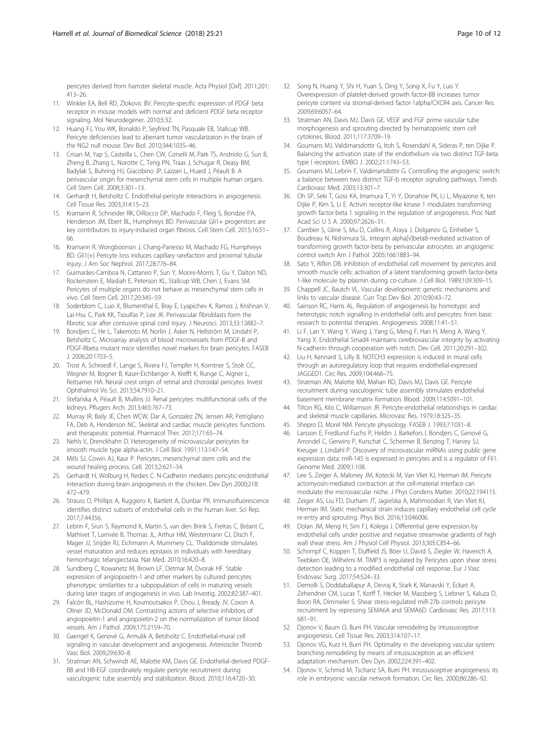pericytes derived from hamster skeletal muscle. Acta Physiol [Oxf]. 2011;201: 413–26.

11. Winkler EA, Bell RD, Zlokovic BV. Pericyte-specific expression of PDGF beta receptor in mouse models with normal and deficient PDGF beta receptor signaling. Mol Neurodegener. 2010;5:32.
12. Huang FJ, You WK, Bonaldo P, Seyfried TN, Pasquale EB, Stallcup WB. Pericyte deficiencies lead to aberrant tumor vascularizaton in the brain of the NG2 null mouse. Dev Biol. 2010;344:1035–46.
13. Crisan M, Yap S, Casteilla L, Chen CW, Corselli M, Park TS, Andriolo G, Sun B, Zheng B, Zhang L, Norotte C, Teng PN, Traas J, Schugar R, Deasy BM, Badylak S, Buhring HJ, Giacobino JP, Lazzari L, Huard J, Péault B. A perivascular origin for mesenchymal stem cells in multiple human organs. Cell Stem Cell. 2008;3:301–13.
14. Gerhardt H, Betsholtz C. Endothelial-pericyte interactions in angiogenesis. Cell Tissue Res. 2003;314:15–23.
15. Kramann R, Schneider RK, DiRocco DP, Machado F, Fleig S, Bondzie PA, Henderson JM, Ebert BL, Humphreys BD. Perivascular Gli1+ progenitors are key contributors to injury-induced organ fibrosis. Cell Stem Cell. 2015;16:51–66.
16. Kramann R, Wongboonsin J, Chang-Panesso M, Machado FG, Humphreys BD. Gli1(+) Pericyte loss induces capillary rarefaction and proximal tubular injury. J Am Soc Nephrol. 2017;28:776–84.
17. Guimarães-Camboa N, Cattaneo P, Sun Y, Moore-Morris T, Gu Y, Dalton ND, Rockenstein E, Masliah E, Peterson KL, Stallcup WB, Chen J, Evans SM. Pericytes of multiple organs do not behave as mesenchymal stem cells in vivo. Cell Stem Cell. 2017;20:345–59.
18. Soderblom C, Luo X, Blumenthal E, Bray E, Lyapichev K, Ramos J, Krishnan V, Lai-Hsu C, Park KK, Tsoulfas P, Lee JK. Perivascular fibroblasts form the fibrotic scar after contusive spinal cord injury. J Neurosci. 2013;33:13882–7.
19. Bondjers C, He L, Takemoto M, Norlin J, Asker N, Hellström M, Lindahl P, Betsholtz C. Microarray analysis of blood microvessels from PDGF-B and PDGF-Rbeta mutant mice identifies novel markers for brain pericytes. FASEB J. 2006;20:1703–5.
20. Trost A, Schroedl F, Lange S, Rivera FJ, Tempfer H, Korntner S, Stolt CC, Wegner M, Bogner B, Kaser-Eichberger A, Krefft K, Runge C, Aigner L, Reitsamer HA. Neural crest origin of retinal and choroidal pericytes. Invest Ophthalmol Vis Sci. 2013;54:7910–21.
21. Stefańska A, Péault B, Mullins JJ. Renal pericytes: multifunctional cells of the kidneys. Pflugers Arch. 2013;465:767–73.
22. Murray IR, Baily JE, Chen WCW, Dar A, Gonzalez ZN, Jensen AR, Petrigliano FA, Deb A, Henderson NC. Skeletal and cardiac muscle pericytes: functions and therapeutic potential. Pharmacol Ther. 2017;171:65–74.
23. Nehls V, Drenckhahn D. Heterogeneity of microvascular pericytes for smooth muscle type alpha-actin. J Cell Biol. 1991;113:147–54.
24. Mills SJ, Cowin AJ, Kaur P. Pericytes, mesenchymal stem cells and the wound healing process. Cell. 2013;2:621–34.
25. Gerhardt H, Wolburg H, Redies C. N-Cadherin mediates pericytic-endothelial interaction during brain angiogenesis in the chicken. Dev Dyn 2000;218: 472–479.
26. Strauss O, Phillips A, Ruggiero K, Bartlett A, Dunbar PR. Immunofluorescence identifies distinct subsets of endothelial cells in the human liver. Sci Rep. 2017;7:44356.
27. Lebrin F, Srun S, Raymond K, Martin S, van den Brink S, Freitas C, Bréant C, Mathivet T, Larrivée B, Thomas JL, Arthur HM, Westermann CJ, Disch F, Mager JJ, Snijder RJ, Eichmann A, Mummery CL. Thalidomide stimulates vessel maturation and reduces epistaxis in individuals with hereditary hemorrhagic telangiectasia. Nat Med. 2010;16:420–8.
28. Sundberg C, Kowanetz M, Brown LF, Detmar M, Dvorak HF. Stable expression of angiopoietin-1 and other markers by cultured pericytes: phenotypic similarities to a subpopulation of cells in maturing vessels during later stages of angiogenesis in vivo. Lab Investig. 2002;82:387–401.
29. Falcón BL, Hashizume H, Koumoutsakos P, Chou J, Bready JV, Coxon A, Oliner JD, McDonald DM. Contrasting actions of selective inhibitors of angiopoietin-1 and angiopoietin-2 on the normalization of tumor blood vessels. Am J Pathol. 2009;175:2159–70.
30. Gaengel K, Genové G, Armulik A, Betsholtz C. Endothelial-mural cell signaling in vascular development and angiogenesis. Arterioscler Thromb Vasc Biol. 2009;29:630–8.
31. Stratman AN, Schwindt AE, Malotte KM, Davis GE. Endothelial-derived PDGF-BB and HB-EGF coordinately regulate pericyte recruitment during vasculogenic tube assembly and stabilization. Blood. 2010;116:4720–30.
32. Song N, Huang Y, Shi H, Yuan S, Ding Y, Song X, Fu Y, Luo Y. Overexpression of platelet-derived growth factor-BB increases tumor pericyte content via stromal-derived factor-1alpha/CXCR4 axis. Cancer Res. 2009;69:6057–64.
33. Stratman AN, Davis MJ, Davis GE. VEGF and FGF prime vascular tube morphogenesis and sprouting directed by hematopoietic stem cell cytokines. Blood. 2011;117:3709–19.
34. Goumans MJ, Valdimarsdottir G, Itoh S, Rosendahl A, Sideras P, ten Dijke P. Balancing the activation state of the endothelium via two distinct TGF-beta type I receptors. EMBO J. 2002;21:1743–53.
35. Goumans MJ, Lebrin F, Valdimarsdottir G. Controlling the angiogenic switch: a balance between two distinct TGF-b receptor signaling pathways. Trends Cardiovasc Med. 2003;13:301–7.
36. Oh SP, Seki T, Goss KA, Imamura T, Yi Y, Donahoe PK, Li L, Miyazono K, ten Dijke P, Kim S, Li E. Activin receptor-like kinase 1 modulates transforming growth factor-beta 1 signaling in the regulation of angiogenesis. Proc Natl Acad Sci U S A. 2000;97:2626–31.
37. Cambier S, Gline S, Mu D, Collins R, Araya J, Dolganov G, Einheber S, Boudreau N, Nishimura SL. Integrin alpha[v]beta8-mediated activation of transforming growth factor-beta by perivascular astrocytes. an angiogenic control switch Am J Pathol. 2005;166:1883–94.
38. Sato Y, Rifkin DB. Inhibition of endothelial cell movement by pericytes and smooth muscle cells: activation of a latent transforming growth factor-beta 1-like molecule by plasmin during co-culture. J Cell Biol. 1989;109:309–15.
39. Chappell JC, Bautch VL. Vascular development: genetic mechanisms and links to vascular disease. Curr Top Dev Biol. 2010;90:43–72.
40. Sainson RC, Harris AL. Regulation of angiogenesis by homotypic and heterotypic notch signalling in endothelial cells and pericytes: from basic research to potential therapies. Angiogenesis. 2008;11:41–51.
41. Li F, Lan Y, Wang Y, Wang J, Yang G, Meng F, Han H, Meng A, Wang Y, Yang X. Endothelial Smad4 maintains cerebrovascular integrity by activating N-cadherin through cooperation with notch. Dev Cell. 2011;20:291–302.
42. Liu H, Kennard S, Lilly B. NOTCH3 expression is induced in mural cells through an autoregulatory loop that requires endothelial-expressed JAGGED1. Circ Res. 2009;104:466–75.
43. Stratman AN, Malotte KM, Mahan RD, Davis MJ, Davis GE. Pericyte recruitment during vasculogenic tube assembly stimulates endothelial basement membrane matrix formation. Blood. 2009;114:5091–101.
44. Tilton RG, Kilo C, Williamson JR. Pericyte-endothelial relationships in cardiac and skeletal muscle capillaries. Microvasc Res. 1979;18:325–35.
45. Shepro D, Morel NM. Pericyte physiology. FASEB J. 1993;7:1031–8.
46. Larsson E, Fredlund Fuchs P, Heldin J, Barkefors I, Bondjers C, Genové G, Arrondel C, Gerwins P, Kurschat C, Schermer B, Benzing T, Harvey SJ, Kreuger J, Lindahl P. Discovery of microvascular miRNAs using public gene expression data: miR-145 is expressed in pericytes and is a regulator of Fli1. Genome Med. 2009;1:108.
47. Lee S, Zeiger A, Maloney JM, Kotecki M, Van Vliet KJ, Herman IM. Pericyte actomyosin-mediated contraction at the cell-material interface can modulate the microvascular niche. J Phys Condens Matter. 2010;22:194115.
48. Zeiger AS, Liu FD, Durham JT, Jagielska A, Mahmoodian R, Van Vliet KJ, Herman IM. Static mechanical strain induces capillary endothelial cell cycle re-entry and sprouting. Phys Biol. 2016;13:046006.
49. Dolan JM, Meng H, Sim FJ, Kolega J. Differential gene expression by endothelial cells under positive and negative streamwise gradients of high wall shear stress. Am J Physiol Cell Physiol. 2013;305:C854–66.
50. Schrimpf C, Koppen T, Duffield JS, Böer U, David S, Ziegler W, Haverich A, Teebken OE, Wilhelmi M. TIMP3 is regulated by Pericytes upon shear stress detection leading to a modified endothelial cell response. Eur J Vasc Endovasc Surg. 2017;54:524–33.
51. Demolli S, Doddaballapur A, Devraj K, Stark K, Manavski Y, Eckart A, Zehendner CM, Lucas T, Korff T, Hecker M, Massberg S, Liebner S, Kaluza D, Boon RA, Dimmeler S. Shear stress-regulated miR-27b controls pericyte recruitment by repressing SEMA6A and SEMA6D. Cardiovasc Res. 2017;113: 681–91.
52. Djonov V, Baum O, Burri PH. Vascular remodeling by intussusceptive angiogenesis. Cell Tissue Res. 2003;314:107–17.
53. Djonov VG, Kurz H, Burri PH. Optimality in the developing vascular system: branching remodeling by means of intussusception as an efficient adaptation mechanism. Dev Dyn. 2002;224:391–402.
54. Djonov V, Schmid M, Tschanz SA, Burri PH. Intussusceptive angiogenesis: its role in embryonic vascular network formation. Circ Res. 2000;86:286–92.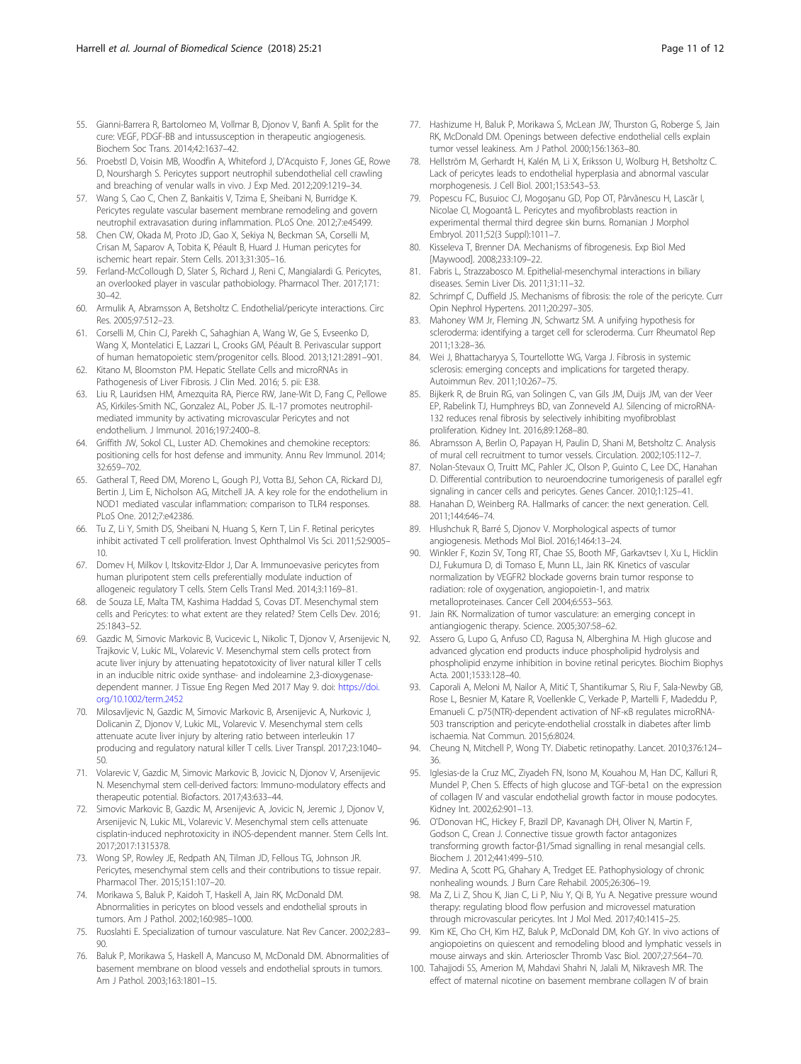55. Gianni-Barrera R, Bartolomeo M, Vollmar B, Djonov V, Banfi A. Split for the cure: VEGF, PDGF-BB and intussusception in therapeutic angiogenesis. Biochem Soc Trans. 2014;42:1637–42.
56. Proebstl D, Voisin MB, Woodfin A, Whiteford J, D'Acquisto F, Jones GE, Rowe D, Nourshargh S. Pericytes support neutrophil subendothelial cell crawling and breaching of venular walls in vivo. J Exp Med. 2012;209:1219–34.
57. Wang S, Cao C, Chen Z, Bankaitis V, Tzima E, Sheibani N, Burridge K. Pericytes regulate vascular basement membrane remodeling and govern neutrophil extravasation during inflammation. PLoS One. 2012;7:e45499.
58. Chen CW, Okada M, Proto JD, Gao X, Sekiya N, Beckman SA, Corselli M, Crisan M, Saparov A, Tobita K, Péault B, Huard J. Human pericytes for ischemic heart repair. Stem Cells. 2013;31:305–16.
59. Ferland-McCollough D, Slater S, Richard J, Reni C, Mangialardi G. Pericytes, an overlooked player in vascular pathobiology. Pharmacol Ther. 2017;171:30–42.
60. Armulik A, Abramsson A, Betsholtz C. Endothelial/pericyte interactions. Circ Res. 2005;97:512–23.
61. Corselli M, Chin CJ, Parekh C, Sahaghian A, Wang W, Ge S, Evseenko D, Wang X, Montelatici E, Lazzari L, Crooks GM, Péault B. Perivascular support of human hematopoietic stem/progenitor cells. Blood. 2013;121:2891–901.
62. Kitano M, Bloomston PM. Hepatic Stellate Cells and microRNAs in Pathogenesis of Liver Fibrosis. J Clin Med. 2016; 5. pii: E38.
63. Liu R, Lauridsen HM, Amezquita RA, Pierce RW, Jane-Wit D, Fang C, Pellowe AS, Kirkiles-Smith NC, Gonzalez AL, Pober JS. IL-17 promotes neutrophil-mediated immunity by activating microvascular Pericytes and not endothelium. J Immunol. 2016;197:2400–8.
64. Griffith JW, Sokol CL, Luster AD. Chemokines and chemokine receptors: positioning cells for host defense and immunity. Annu Rev Immunol. 2014;32:659–702.
65. Gatheral T, Reed DM, Moreno L, Gough PJ, Votta BJ, Sehon CA, Rickard DJ, Bertin J, Lim E, Nicholson AG, Mitchell JA. A key role for the endothelium in NOD1 mediated vascular inflammation: comparison to TLR4 responses. PLoS One. 2012;7:e42386.
66. Tu Z, Li Y, Smith DS, Sheibani N, Huang S, Kern T, Lin F. Retinal pericytes inhibit activated T cell proliferation. Invest Ophthalmol Vis Sci. 2011;52:9005–10.
67. Domev H, Milkov I, Itskovitz-Eldor J, Dar A. Immunoevasive pericytes from human pluripotent stem cells preferentially modulate induction of allogeneic regulatory T cells. Stem Cells Transl Med. 2014;3:1169–81.
68. de Souza LE, Malta TM, Kashima Haddad S, Covas DT. Mesenchymal stem cells and Pericytes: to what extent are they related? Stem Cells Dev. 2016;25:1843–52.
69. Gazdic M, Simovic Markovic B, Vucicevic L, Nikolic T, Djonov V, Arsenijevic N, Trajkovic V, Lukic ML, Volarevic V. Mesenchymal stem cells protect from acute liver injury by attenuating hepatotoxicity of liver natural killer T cells in an inducible nitric oxide synthase- and indoleamine 2,3-dioxygenase-dependent manner. J Tissue Eng Regen Med 2017 May 9. doi: https://doi.org/10.1002/term.2452
70. Milosavljevic N, Gazdic M, Simovic Markovic B, Arsenijevic A, Nurkovic J, Dolicanin Z, Djonov V, Lukic ML, Volarevic V. Mesenchymal stem cells attenuate acute liver injury by altering ratio between interleukin 17 producing and regulatory natural killer T cells. Liver Transpl. 2017;23:1040–50.
71. Volarevic V, Gazdic M, Simovic Markovic B, Jovicic N, Djonov V, Arsenijevic N. Mesenchymal stem cell-derived factors: Immuno-modulatory effects and therapeutic potential. Biofactors. 2017;43:633–44.
72. Simovic Markovic B, Gazdic M, Arsenijevic A, Jovicic N, Jeremic J, Djonov V, Arsenijevic N, Lukic ML, Volarevic V. Mesenchymal stem cells attenuate cisplatin-induced nephrotoxicity in iNOS-dependent manner. Stem Cells Int. 2017;2017:1315378.
73. Wong SP, Rowley JE, Redpath AN, Tilman JD, Fellous TG, Johnson JR. Pericytes, mesenchymal stem cells and their contributions to tissue repair. Pharmacol Ther. 2015;151:107–20.
74. Morikawa S, Baluk P, Kaidoh T, Haskell A, Jain RK, McDonald DM. Abnormalities in pericytes on blood vessels and endothelial sprouts in tumors. Am J Pathol. 2002;160:985–1000.
75. Ruoslahti E. Specialization of tumour vasculature. Nat Rev Cancer. 2002;2:83–90.
76. Baluk P, Morikawa S, Haskell A, Mancuso M, McDonald DM. Abnormalities of basement membrane on blood vessels and endothelial sprouts in tumors. Am J Pathol. 2003;163:1801–15.
77. Hashizume H, Baluk P, Morikawa S, McLean JW, Thurston G, Roberge S, Jain RK, McDonald DM. Openings between defective endothelial cells explain tumor vessel leakiness. Am J Pathol. 2000;156:1363–80.
78. Hellström M, Gerhardt H, Kalén M, Li X, Eriksson U, Wolburg H, Betsholtz C. Lack of pericytes leads to endothelial hyperplasia and abnormal vascular morphogenesis. J Cell Biol. 2001;153:543–53.
79. Popescu FC, Busuioc CJ, Mogoşanu GD, Pop OT, Pârvănescu H, Lascăr I, Nicolae CI, Mogoantă L. Pericytes and myofibroblasts reaction in experimental thermal third degree skin burns. Romanian J Morphol Embryol. 2011;52(3 Suppl):1011–7.
80. Kisseleva T, Brenner DA. Mechanisms of fibrogenesis. Exp Biol Med [Maywood]. 2008;233:109–22.
81. Fabris L, Strazzabosco M. Epithelial-mesenchymal interactions in biliary diseases. Semin Liver Dis. 2011;31:11–32.
82. Schrimpf C, Duffield JS. Mechanisms of fibrosis: the role of the pericyte. Curr Opin Nephrol Hypertens. 2011;20:297–305.
83. Mahoney WM Jr, Fleming JN, Schwartz SM. A unifying hypothesis for scleroderma: identifying a target cell for scleroderma. Curr Rheumatol Rep 2011;13:28–36.
84. Wei J, Bhattacharyya S, Tourtellotte WG, Varga J. Fibrosis in systemic sclerosis: emerging concepts and implications for targeted therapy. Autoimmun Rev. 2011;10:267–75.
85. Bijkerk R, de Bruin RG, van Solingen C, van Gils JM, Duijs JM, van der Veer EP, Rabelink TJ, Humphreys BD, van Zonneveld AJ. Silencing of microRNA-132 reduces renal fibrosis by selectively inhibiting myofibroblast proliferation. Kidney Int. 2016;89:1268–80.
86. Abramsson A, Berlin O, Papayan H, Paulin D, Shani M, Betsholtz C. Analysis of mural cell recruitment to tumor vessels. Circulation. 2002;105:112–7.
87. Nolan-Stevaux O, Truitt MC, Pahler JC, Olson P, Guinto C, Lee DC, Hanahan D. Differential contribution to neuroendocrine tumorigenesis of parallel egfr signaling in cancer cells and pericytes. Genes Cancer. 2010;1:125–41.
88. Hanahan D, Weinberg RA. Hallmarks of cancer: the next generation. Cell. 2011;144:646–74.
89. Hlushchuk R, Barré S, Djonov V. Morphological aspects of tumor angiogenesis. Methods Mol Biol. 2016;1464:13–24.
90. Winkler F, Kozin SV, Tong RT, Chae SS, Booth MF, Garkavtsev I, Xu L, Hicklin DJ, Fukumura D, di Tomaso E, Munn LL, Jain RK. Kinetics of vascular normalization by VEGFR2 blockade governs brain tumor response to radiation: role of oxygenation, angiopoietin-1, and matrix metalloproteinases. Cancer Cell 2004;6:553–563.
91. Jain RK. Normalization of tumor vasculature: an emerging concept in antiangiogenic therapy. Science. 2005;307:58–62.
92. Assero G, Lupo G, Anfuso CD, Ragusa N, Alberghina M. High glucose and advanced glycation end products induce phospholipid hydrolysis and phospholipid enzyme inhibition in bovine retinal pericytes. Biochim Biophys Acta. 2001;1533:128–40.
93. Caporali A, Meloni M, Nailor A, Mitić T, Shantikumar S, Riu F, Sala-Newby GB, Rose L, Besnier M, Katare R, Voellenkle C, Verkade P, Martelli F, Madeddu P, Emanueli C. p75(NTR)-dependent activation of NF-κB regulates microRNA-503 transcription and pericyte-endothelial crosstalk in diabetes after limb ischaemia. Nat Commun. 2015;6:8024.
94. Cheung N, Mitchell P, Wong TY. Diabetic retinopathy. Lancet. 2010;376:124–36.
95. Iglesias-de la Cruz MC, Ziyadeh FN, Isono M, Kouahou M, Han DC, Kalluri R, Mundel P, Chen S. Effects of high glucose and TGF-beta1 on the expression of collagen IV and vascular endothelial growth factor in mouse podocytes. Kidney Int. 2002;62:901–13.
96. O'Donovan HC, Hickey F, Brazil DP, Kavanagh DH, Oliver N, Martin F, Godson C, Crean J. Connective tissue growth factor antagonizes transforming growth factor-β1/Smad signalling in renal mesangial cells. Biochem J. 2012;441:499–510.
97. Medina A, Scott PG, Ghahary A, Tredget EE. Pathophysiology of chronic nonhealing wounds. J Burn Care Rehabil. 2005;26:306–19.
98. Ma Z, Li Z, Shou K, Jian C, Li P, Niu Y, Qi B, Yu A. Negative pressure wound therapy: regulating blood flow perfusion and microvessel maturation through microvascular pericytes. Int J Mol Med. 2017;40:1415–25.
99. Kim KE, Cho CH, Kim HZ, Baluk P, McDonald DM, Koh GY. In vivo actions of angiopoietins on quiescent and remodeling blood and lymphatic vessels in mouse airways and skin. Arterioscler Thromb Vasc Biol. 2007;27:564–70.
100. Tahajjodi SS, Amerion M, Mahdavi Shahri N, Jalali M, Nikravesh MR. The effect of maternal nicotine on basement membrane collagen IV of brain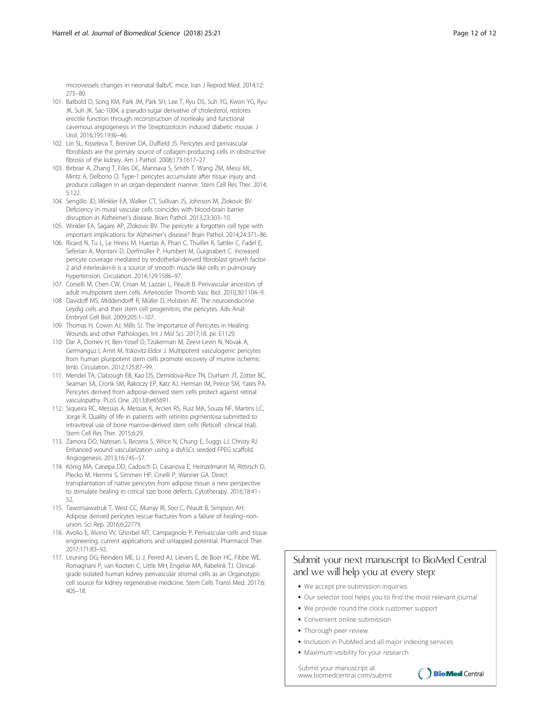microvessels changes in neonatal Balb/C mice. Iran J Reprod Med. 2014;12: 275–80.

101. Batbold D, Song KM, Park JM, Park SH, Lee T, Ryu DS, Suh YG, Kwon YG, Ryu JK, Suh JK. Sac-1004, a pseudo-sugar derivative of cholesterol, restores erectile function through reconstruction of nonleaky and functional cavernous angiogenesis in the Streptozotocin induced diabetic mouse. J Urol. 2016;195:1936–46.
102. Lin SL, Kisseleva T, Brenner DA, Duffield JS. Pericytes and perivascular fibroblasts are the primary source of collagen-producing cells in obstructive fibrosis of the kidney. Am J Pathol. 2008;173:1617–27.
103. Birbrair A, Zhang T, Files DC, Mannava S, Smith T, Wang ZM, Messi ML, Mintz A, Delbono O. Type-1 pericytes accumulate after tissue injury and produce collagen in an organ-dependent manner. Stem Cell Res Ther. 2014; 5:122.
104. Sengillo JD, Winkler EA, Walker CT, Sullivan JS, Johnson M, Zlokovic BV. Deficiency in mural vascular cells coincides with blood-brain barrier disruption in Alzheimer's disease. Brain Pathol. 2013;23:303–10.
105. Winkler EA, Sagare AP, Zlokovic BV. The pericyte: a forgotten cell type with important implications for Alzheimer's disease? Brain Pathol. 2014;24:371–86.
106. Ricard N, Tu L, Le Hiress M, Huertas A, Phan C, Thuillet R, Sattler C, Fadel E, Seferian A, Montani D, Dorfmüller P, Humbert M, Guignabert C. Increased pericyte coverage mediated by endothelial-derived fibroblast growth factor-2 and interleukin-6 is a source of smooth muscle-like cells in pulmonary hypertension. Circulation. 2014;129:1586–97.
107. Corselli M, Chen CW, Crisan M, Lazzari L, Péault B. Perivascular ancestors of adult multipotent stem cells. Arterioscler Thromb Vasc Biol. 2010;30:1104–9.
108. Davidoff MS, Middendorff R, Müller D, Holstein AF. The neuroendocrine Leydig cells and their stem cell progenitors, the pericytes. Adv Anat Embryol Cell Biol. 2009;205:1–107.
109. Thomas H, Cowin AJ, Mills SJ. The Importance of Pericytes in Healing: Wounds and other Pathologies. Int J Mol Sci. 2017;18. pii: E1129.
110. Dar A, Domev H, Ben-Yosef O, Tzukerman M, Zeevi-Levin N, Novak A, Germanguz I, Amit M, Itskovitz-Eldor J. Multipotent vasculogenic pericytes from human pluripotent stem cells promote recovery of murine ischemic limb. Circulation. 2012;125:87–99.
111. Mendel TA, Clabough EB, Kao DS, Demidova-Rice TN, Durham JT, Zotter BC, Seaman SA, Cronk SM, Rakoczy EP, Katz AJ, Herman IM, Peirce SM, Yates PA. Pericytes derived from adipose-derived stem cells protect against retinal vasculopathy. PLoS One. 2013;8:e65691.
112. Siqueira RC, Messias A, Messias K, Arcieri RS, Ruiz MA, Souza NF, Martins LC, Jorge R. Quality of life in patients with retinitis pigmentosa submitted to intravitreal use of bone marrow-derived stem cells (Reticell -clinical trial). Stem Cell Res Ther. 2015;6:29.
113. Zamora DO, Natesan S, Becerra S, Wrice N, Chung E, Suggs LJ, Christy RJ. Enhanced wound vascularization using a dsASCs seeded FPEG scaffold. Angiogenesis. 2013;16:745–57.
114. König MA, Canepa DD, Cadosch D, Casanova E, Heinzelmann M, Rittirsch D, Plecko M, Hemmi S, Simmen HP, Cinelli P, Wanner GA. Direct transplantation of native pericytes from adipose tissue: a new perspective to stimulate healing in critical size bone defects. Cytotherapy. 2016;18:41–52.
115. Tawonsawatruk T, West CC, Murray IR, Soo C, Péault B, Simpson AH. Adipose derived pericytes rescue fractures from a failure of healing–non-union. Sci Rep. 2016;6:22779.
116. Avolio E, Alvino VV, Ghorbel MT, Campagnolo P. Perivascular cells and tissue engineering: current applications and untapped potential. Pharmacol Ther. 2017;171:83–92.
117. Leuning DG, Reinders ME, Li J, Peired AJ, Lievers E, de Boer HC, Fibbe WE, Romagnani P, van Kooten C, Little MH, Engelse MA, Rabelink TJ. Clinical-grade isolated human kidney perivascular stromal cells as an Organotypic cell source for kidney regenerative medicine. Stem Cells Transl Med. 2017;6: 405–18.

Submit your next manuscript to BioMed Central and we will help you at every step:

- We accept pre-submission inquiries
- Our selector tool helps you to find the most relevant journal
- We provide round the clock customer support
- Convenient online submission
- Thorough peer review
- Inclusion in PubMed and all major indexing services
- Maximum visibility for your research

Submit your manuscript at www.biomedcentral.com/submit

BioMed Central